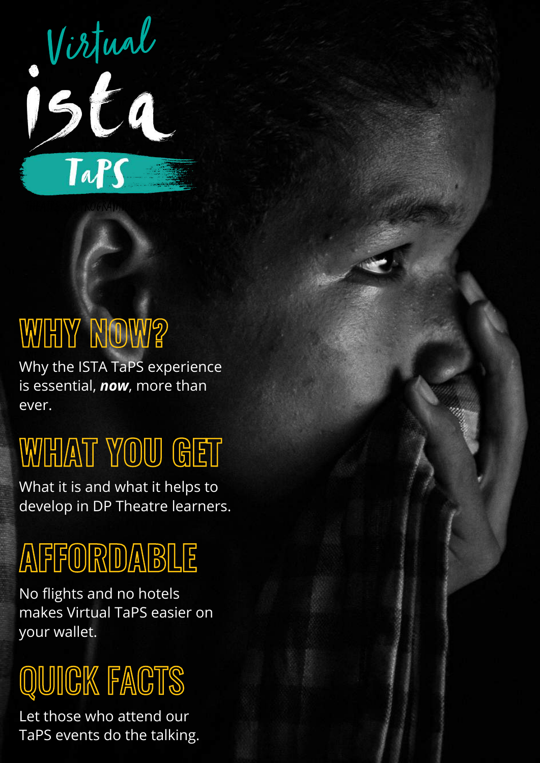# Virtual ista TaPS

## WHY NOW?

Why the ISTA TaPS experience is essential, ***now***, more than ever.

## WHAT YOU GET

What it is and what it helps to develop in DP Theatre learners.

## AFFORDABLE

No flights and no hotels makes Virtual TaPS easier on your wallet.

## QUICK FACTS

Let those who attend our TaPS events do the talking.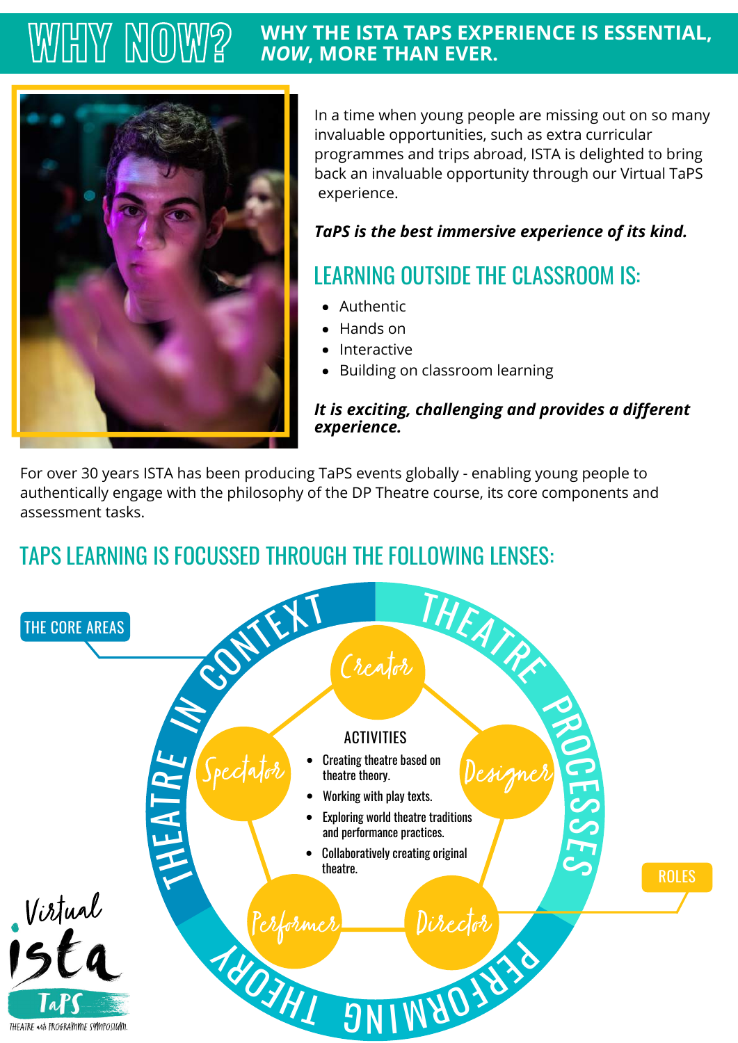# WHY NOW?

## WHY THE ISTA TAPS EXPERIENCE IS ESSENTIAL, *NOW*, MORE THAN EVER.

In a time when young people are missing out on so many invaluable opportunities, such as extra curricular programmes and trips abroad, ISTA is delighted to bring back an invaluable opportunity through our Virtual TaPS experience.

***TaPS is the best immersive experience of its kind.***

## LEARNING OUTSIDE THE CLASSROOM IS:

- Authentic
- Hands on
- Interactive
- Building on classroom learning

***It is exciting, challenging and provides a different experience.***

For over 30 years ISTA has been producing TaPS events globally - enabling young people to authentically engage with the philosophy of the DP Theatre course, its core components and assessment tasks.

## TAPS LEARNING IS FOCUSSED THROUGH THE FOLLOWING LENSES:

THE CORE AREAS

THEATRE IN CONTEXT

THEATRE PROCESSES

PERFORMING THEORY

ROLES

Creator

Designer

Director

Performer

Spectator

ACTIVITIES

- Creating theatre based on theatre theory.
- Working with play texts.
- Exploring world theatre traditions and performance practices.
- Collaboratively creating original theatre.

Virtual ista TaPS

THEATRE arts PROGRAMME SYMPOSIUM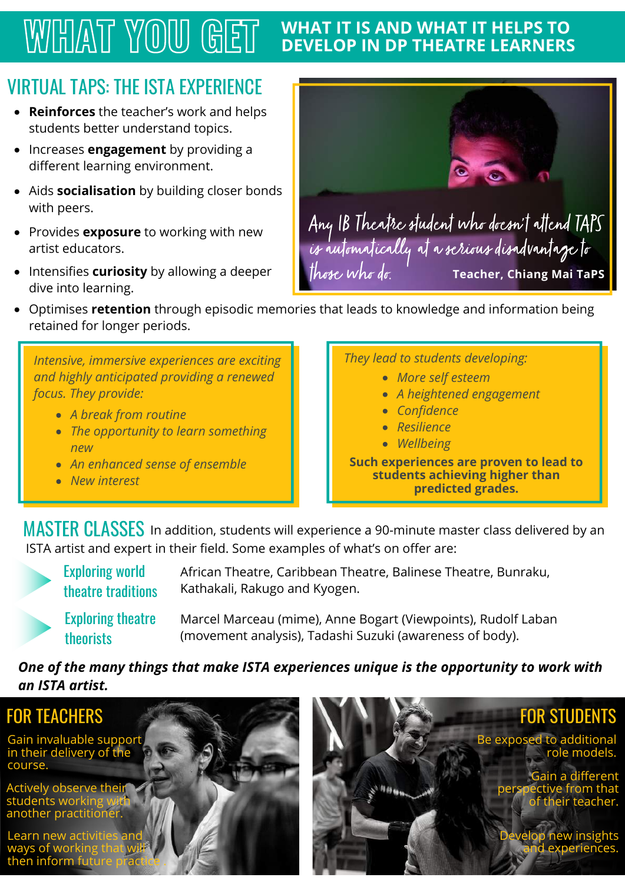# WHAT YOU GET

**WHAT IT IS AND WHAT IT HELPS TO DEVELOP IN DP THEATRE LEARNERS**

## VIRTUAL TAPS: THE ISTA EXPERIENCE

- **Reinforces** the teacher's work and helps students better understand topics.
- Increases **engagement** by providing a different learning environment.
- Aids **socialisation** by building closer bonds with peers.
- Provides **exposure** to working with new artist educators.
- Intensifies **curiosity** by allowing a deeper dive into learning.
- Optimises **retention** through episodic memories that leads to knowledge and information being retained for longer periods.

*Any IB Theatre student who doesn't attend TAPS is automatically at a serious disadvantage to those who do.*

**Teacher, Chiang Mai TaPS**

*Intensive, immersive experiences are exciting and highly anticipated providing a renewed focus. They provide:*

- *A break from routine*
- *The opportunity to learn something new*
- *An enhanced sense of ensemble*
- *New interest*

*They lead to students developing:*

- *More self esteem*
- *A heightened engagement*
- *Confidence*
- *Resilience*
- *Wellbeing*

**Such experiences are proven to lead to students achieving higher than predicted grades.**

## MASTER CLASSES

In addition, students will experience a 90-minute master class delivered by an ISTA artist and expert in their field. Some examples of what's on offer are:

**Exploring world theatre traditions** — African Theatre, Caribbean Theatre, Balinese Theatre, Bunraku, Kathakali, Rakugo and Kyogen.

**Exploring theatre theorists** — Marcel Marceau (mime), Anne Bogart (Viewpoints), Rudolf Laban (movement analysis), Tadashi Suzuki (awareness of body).

***One of the many things that make ISTA experiences unique is the opportunity to work with an ISTA artist.***

## FOR TEACHERS

Gain invaluable support in their delivery of the course.

Actively observe their students working with another practitioner.

Learn new activities and ways of working that will then inform future practice.

## FOR STUDENTS

Be exposed to additional role models.

Gain a different perspective from that of their teacher.

Develop new insights and experiences.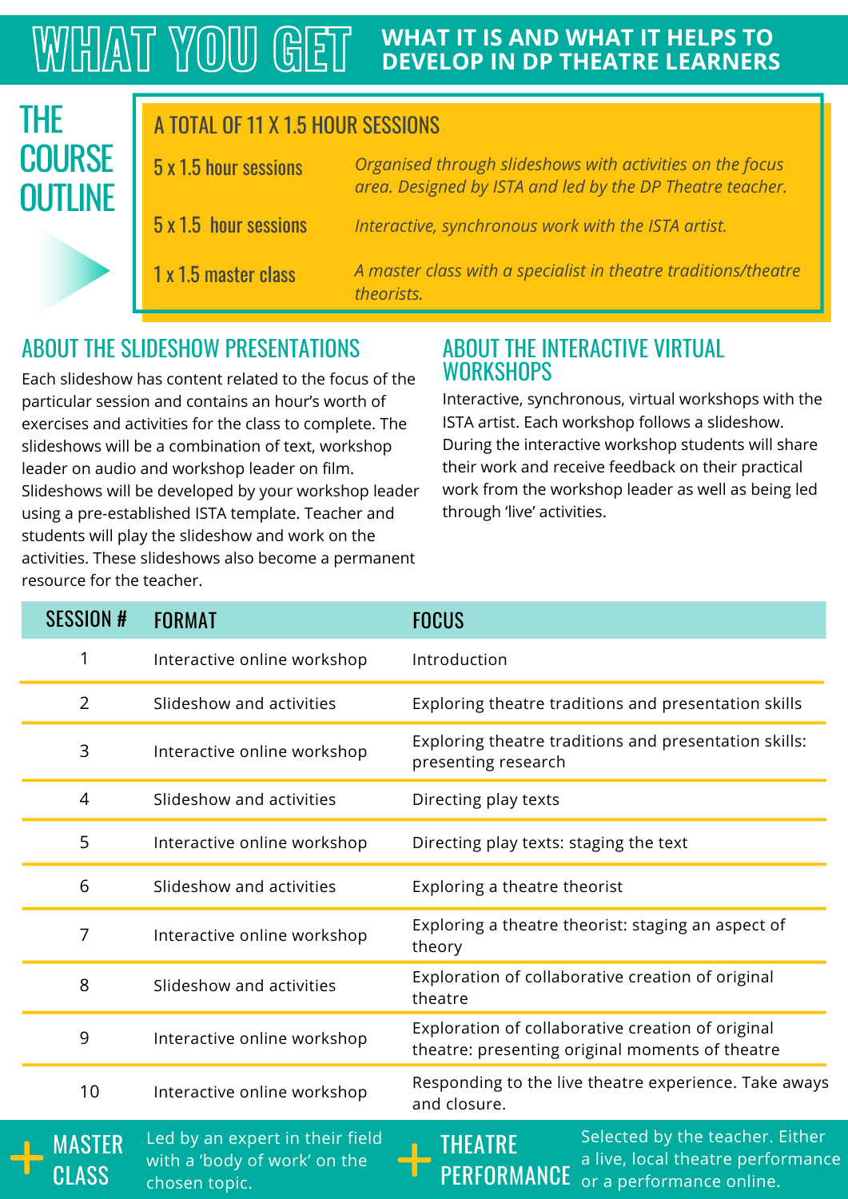# WHAT YOU GET

## WHAT IT IS AND WHAT IT HELPS TO DEVELOP IN DP THEATRE LEARNERS

## THE COURSE OUTLINE

### A TOTAL OF 11 X 1.5 HOUR SESSIONS

| | |
|---|---|
| 5 x 1.5 hour sessions | *Organised through slideshows with activities on the focus area. Designed by ISTA and led by the DP Theatre teacher.* |
| 5 x 1.5 hour sessions | *Interactive, synchronous work with the ISTA artist.* |
| 1 x 1.5 master class | *A master class with a specialist in theatre traditions/theatre theorists.* |

## ABOUT THE SLIDESHOW PRESENTATIONS

Each slideshow has content related to the focus of the particular session and contains an hour's worth of exercises and activities for the class to complete. The slideshows will be a combination of text, workshop leader on audio and workshop leader on film. Slideshows will be developed by your workshop leader using a pre-established ISTA template. Teacher and students will play the slideshow and work on the activities. These slideshows also become a permanent resource for the teacher.

## ABOUT THE INTERACTIVE VIRTUAL WORKSHOPS

Interactive, synchronous, virtual workshops with the ISTA artist. Each workshop follows a slideshow. During the interactive workshop students will share their work and receive feedback on their practical work from the workshop leader as well as being led through 'live' activities.

| SESSION # | FORMAT | FOCUS |
|---|---|---|
| 1 | Interactive online workshop | Introduction |
| 2 | Slideshow and activities | Exploring theatre traditions and presentation skills |
| 3 | Interactive online workshop | Exploring theatre traditions and presentation skills: presenting research |
| 4 | Slideshow and activities | Directing play texts |
| 5 | Interactive online workshop | Directing play texts: staging the text |
| 6 | Slideshow and activities | Exploring a theatre theorist |
| 7 | Interactive online workshop | Exploring a theatre theorist: staging an aspect of theory |
| 8 | Slideshow and activities | Exploration of collaborative creation of original theatre |
| 9 | Interactive online workshop | Exploration of collaborative creation of original theatre: presenting original moments of theatre |
| 10 | Interactive online workshop | Responding to the live theatre experience. Take aways and closure. |

**+ MASTER CLASS** — Led by an expert in their field with a 'body of work' on the chosen topic.

**+ THEATRE PERFORMANCE** — Selected by the teacher. Either a live, local theatre performance or a performance online.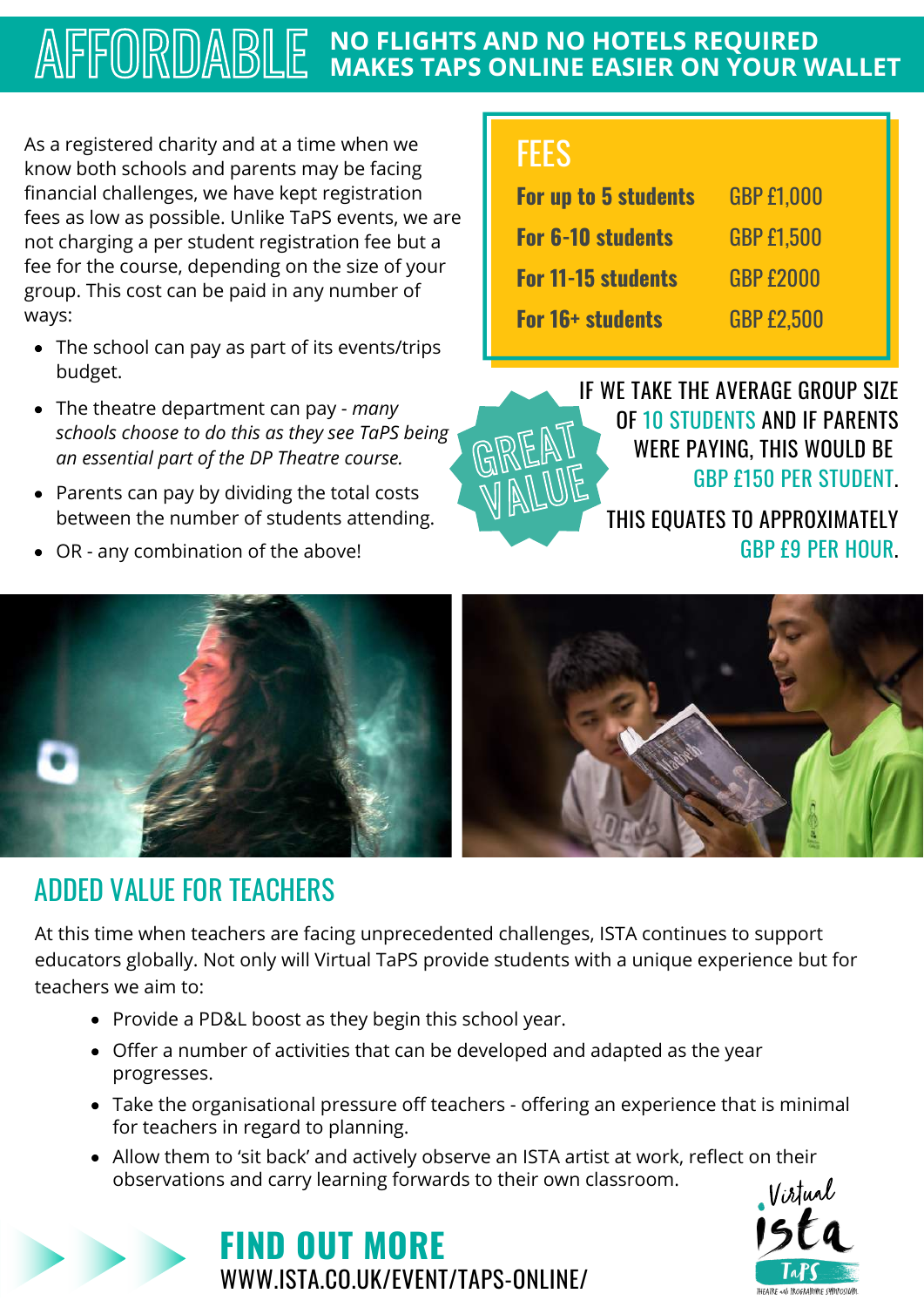# AFFORDABLE

## NO FLIGHTS AND NO HOTELS REQUIRED MAKES TAPS ONLINE EASIER ON YOUR WALLET

As a registered charity and at a time when we know both schools and parents may be facing financial challenges, we have kept registration fees as low as possible. Unlike TaPS events, we are not charging a per student registration fee but a fee for the course, depending on the size of your group. This cost can be paid in any number of ways:

- The school can pay as part of its events/trips budget.
- The theatre department can pay - *many schools choose to do this as they see TaPS being an essential part of the DP Theatre course.*
- Parents can pay by dividing the total costs between the number of students attending.
- OR - any combination of the above!

## FEES

| | |
|---|---|
| **For up to 5 students** | GBP £1,000 |
| **For 6-10 students** | GBP £1,500 |
| **For 11-15 students** | GBP £2000 |
| **For 16+ students** | GBP £2,500 |

GREAT VALUE

IF WE TAKE THE AVERAGE GROUP SIZE OF 10 STUDENTS AND IF PARENTS WERE PAYING, THIS WOULD BE GBP £150 PER STUDENT.

THIS EQUATES TO APPROXIMATELY GBP £9 PER HOUR.

## ADDED VALUE FOR TEACHERS

At this time when teachers are facing unprecedented challenges, ISTA continues to support educators globally. Not only will Virtual TaPS provide students with a unique experience but for teachers we aim to:

- Provide a PD&L boost as they begin this school year.
- Offer a number of activities that can be developed and adapted as the year progresses.
- Take the organisational pressure off teachers - offering an experience that is minimal for teachers in regard to planning.
- Allow them to 'sit back' and actively observe an ISTA artist at work, reflect on their observations and carry learning forwards to their own classroom.

## FIND OUT MORE

WWW.ISTA.CO.UK/EVENT/TAPS-ONLINE/

Virtual ista TaPS THEATRE and PROGRAMME SYMPOSIUM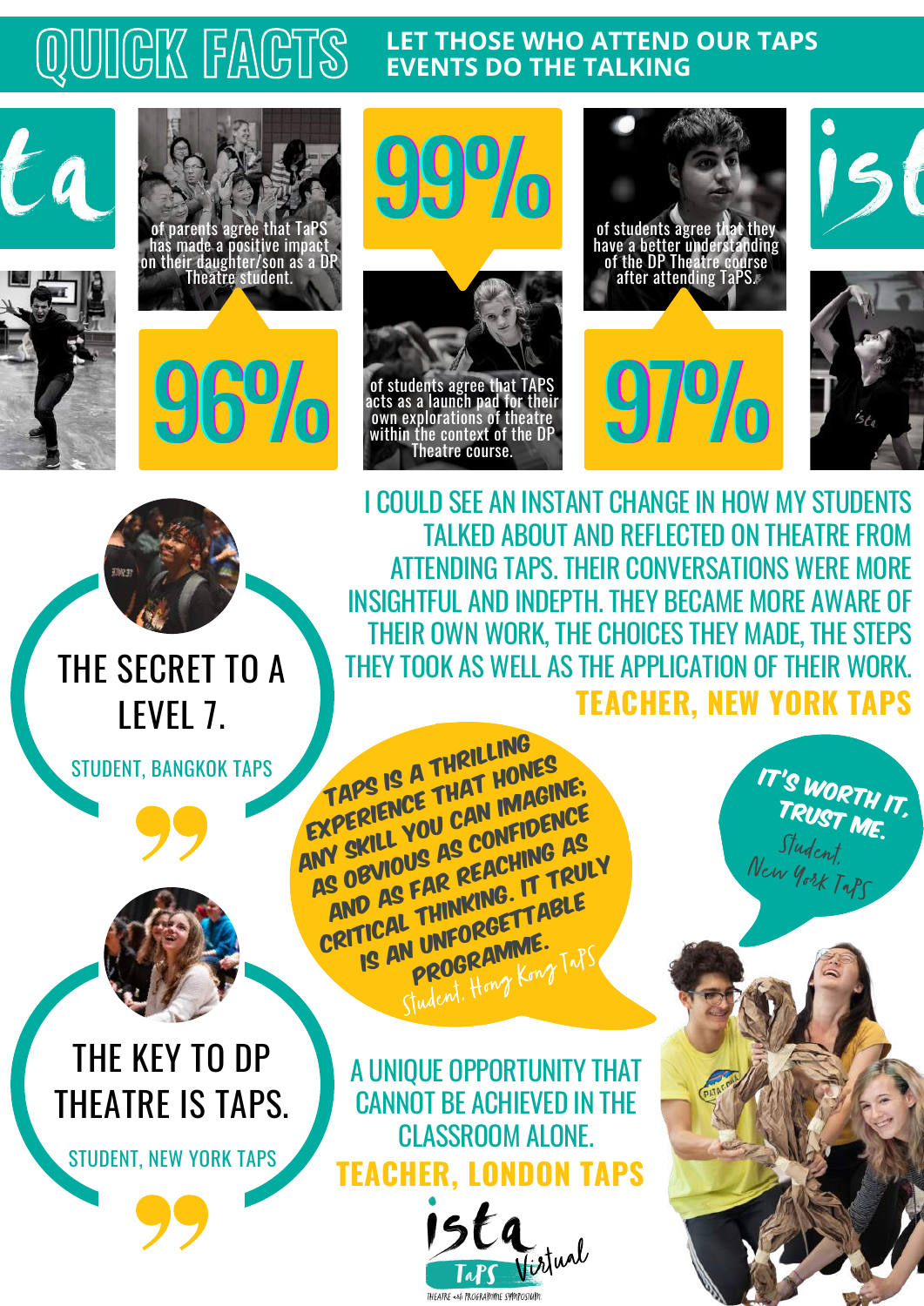# QUICK FACTS

## LET THOSE WHO ATTEND OUR TAPS EVENTS DO THE TALKING

**96%** of parents agree that TaPS has made a positive impact on their daughter/son as a DP Theatre student.

**99%** of students agree that TAPS acts as a launch pad for their own explorations of theatre within the context of the DP Theatre course.

**97%** of students agree that they have a better understanding of the DP Theatre course after attending TaPS.

I COULD SEE AN INSTANT CHANGE IN HOW MY STUDENTS TALKED ABOUT AND REFLECTED ON THEATRE FROM ATTENDING TAPS. THEIR CONVERSATIONS WERE MORE INSIGHTFUL AND INDEPTH. THEY BECAME MORE AWARE OF THEIR OWN WORK, THE CHOICES THEY MADE, THE STEPS THEY TOOK AS WELL AS THE APPLICATION OF THEIR WORK.

**TEACHER, NEW YORK TAPS**

THE SECRET TO A LEVEL 7.

STUDENT, BANGKOK TAPS

TAPS IS A THRILLING EXPERIENCE THAT HONES ANY SKILL YOU CAN IMAGINE; AS OBVIOUS AS CONFIDENCE AND AS FAR REACHING AS CRITICAL THINKING. IT TRULY IS AN UNFORGETTABLE PROGRAMME.

Student, Hong Kong TaPS

IT'S WORTH IT. TRUST ME.

Student, New York TaPS

THE KEY TO DP THEATRE IS TAPS.

STUDENT, NEW YORK TAPS

A UNIQUE OPPORTUNITY THAT CANNOT BE ACHIEVED IN THE CLASSROOM ALONE.

**TEACHER, LONDON TAPS**

ista TaPS Virtual

THEATRE and PROGRAMME SYMPOSIUM